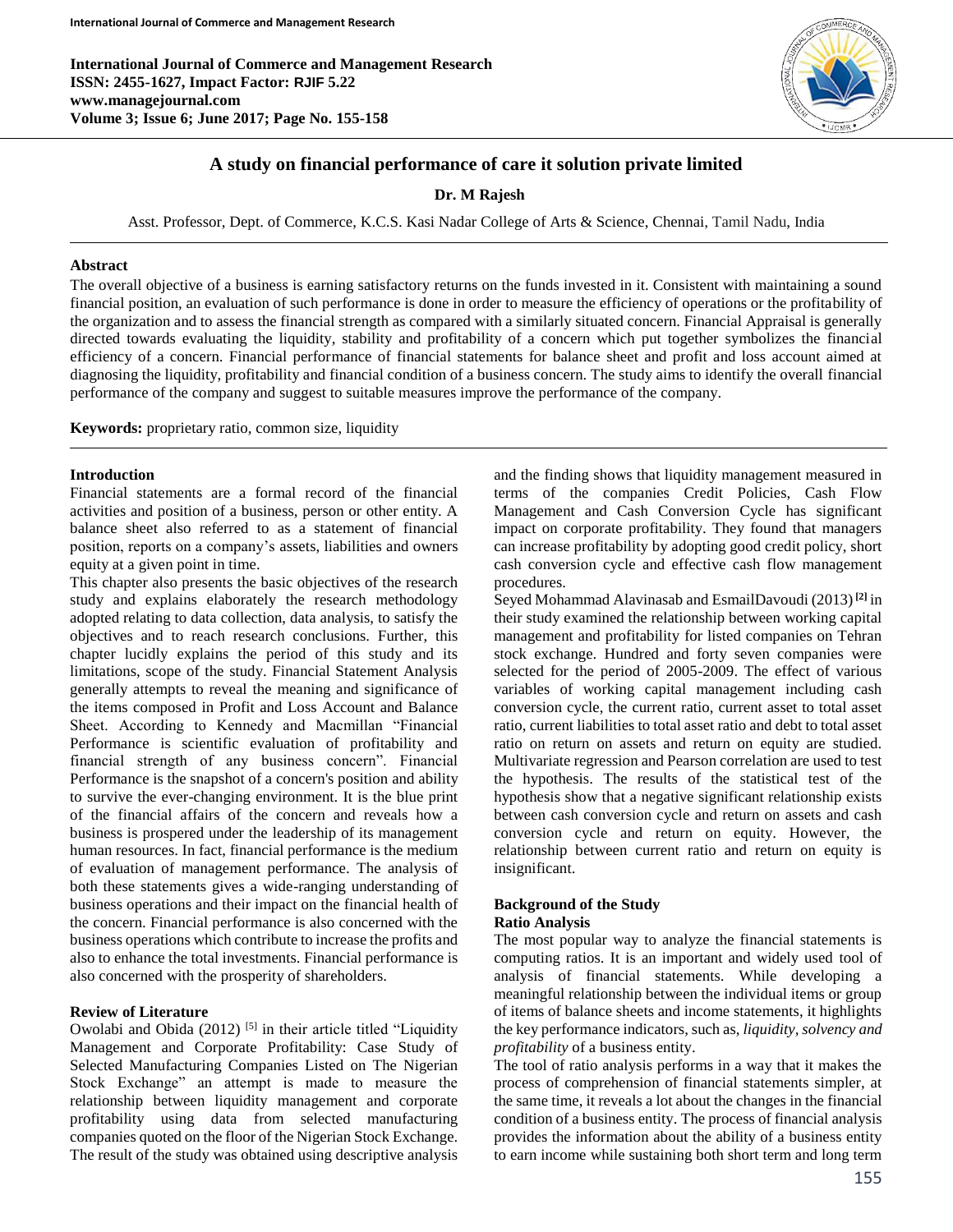# A study on financial performance of care it solution private limited

**Dr. M Rajesh**

Asst. Professor, Dept. of Commerce, K.C.S. Kasi Nadar College of Arts & Science, Chennai, Tamil Nadu, India

## Abstract

The overall objective of a business is earning satisfactory returns on the funds invested in it. Consistent with maintaining a sound financial position, an evaluation of such performance is done in order to measure the efficiency of operations or the profitability of the organization and to assess the financial strength as compared with a similarly situated concern. Financial Appraisal is generally directed towards evaluating the liquidity, stability and profitability of a concern which put together symbolizes the financial efficiency of a concern. Financial performance of financial statements for balance sheet and profit and loss account aimed at diagnosing the liquidity, profitability and financial condition of a business concern. The study aims to identify the overall financial performance of the company and suggest to suitable measures improve the performance of the company.

**Keywords:** proprietary ratio, common size, liquidity

## Introduction

Financial statements are a formal record of the financial activities and position of a business, person or other entity. A balance sheet also referred to as a statement of financial position, reports on a company's assets, liabilities and owners equity at a given point in time.

This chapter also presents the basic objectives of the research study and explains elaborately the research methodology adopted relating to data collection, data analysis, to satisfy the objectives and to reach research conclusions. Further, this chapter lucidly explains the period of this study and its limitations, scope of the study. Financial Statement Analysis generally attempts to reveal the meaning and significance of the items composed in Profit and Loss Account and Balance Sheet. According to Kennedy and Macmillan "Financial Performance is scientific evaluation of profitability and financial strength of any business concern". Financial Performance is the snapshot of a concern's position and ability to survive the ever-changing environment. It is the blue print of the financial affairs of the concern and reveals how a business is prospered under the leadership of its management human resources. In fact, financial performance is the medium of evaluation of management performance. The analysis of both these statements gives a wide-ranging understanding of business operations and their impact on the financial health of the concern. Financial performance is also concerned with the business operations which contribute to increase the profits and also to enhance the total investments. Financial performance is also concerned with the prosperity of shareholders.

## Review of Literature

Owolabi and Obida (2012) [5] in their article titled "Liquidity Management and Corporate Profitability: Case Study of Selected Manufacturing Companies Listed on The Nigerian Stock Exchange" an attempt is made to measure the relationship between liquidity management and corporate profitability using data from selected manufacturing companies quoted on the floor of the Nigerian Stock Exchange. The result of the study was obtained using descriptive analysis and the finding shows that liquidity management measured in terms of the companies Credit Policies, Cash Flow Management and Cash Conversion Cycle has significant impact on corporate profitability. They found that managers can increase profitability by adopting good credit policy, short cash conversion cycle and effective cash flow management procedures.

Seyed Mohammad Alavinasab and EsmailDavoudi (2013) [2] in their study examined the relationship between working capital management and profitability for listed companies on Tehran stock exchange. Hundred and forty seven companies were selected for the period of 2005-2009. The effect of various variables of working capital management including cash conversion cycle, the current ratio, current asset to total asset ratio, current liabilities to total asset ratio and debt to total asset ratio on return on assets and return on equity are studied. Multivariate regression and Pearson correlation are used to test the hypothesis. The results of the statistical test of the hypothesis show that a negative significant relationship exists between cash conversion cycle and return on assets and cash conversion cycle and return on equity. However, the relationship between current ratio and return on equity is insignificant.

## Background of the Study

### Ratio Analysis

The most popular way to analyze the financial statements is computing ratios. It is an important and widely used tool of analysis of financial statements. While developing a meaningful relationship between the individual items or group of items of balance sheets and income statements, it highlights the key performance indicators, such as, *liquidity, solvency and profitability* of a business entity.

The tool of ratio analysis performs in a way that it makes the process of comprehension of financial statements simpler, at the same time, it reveals a lot about the changes in the financial condition of a business entity. The process of financial analysis provides the information about the ability of a business entity to earn income while sustaining both short term and long term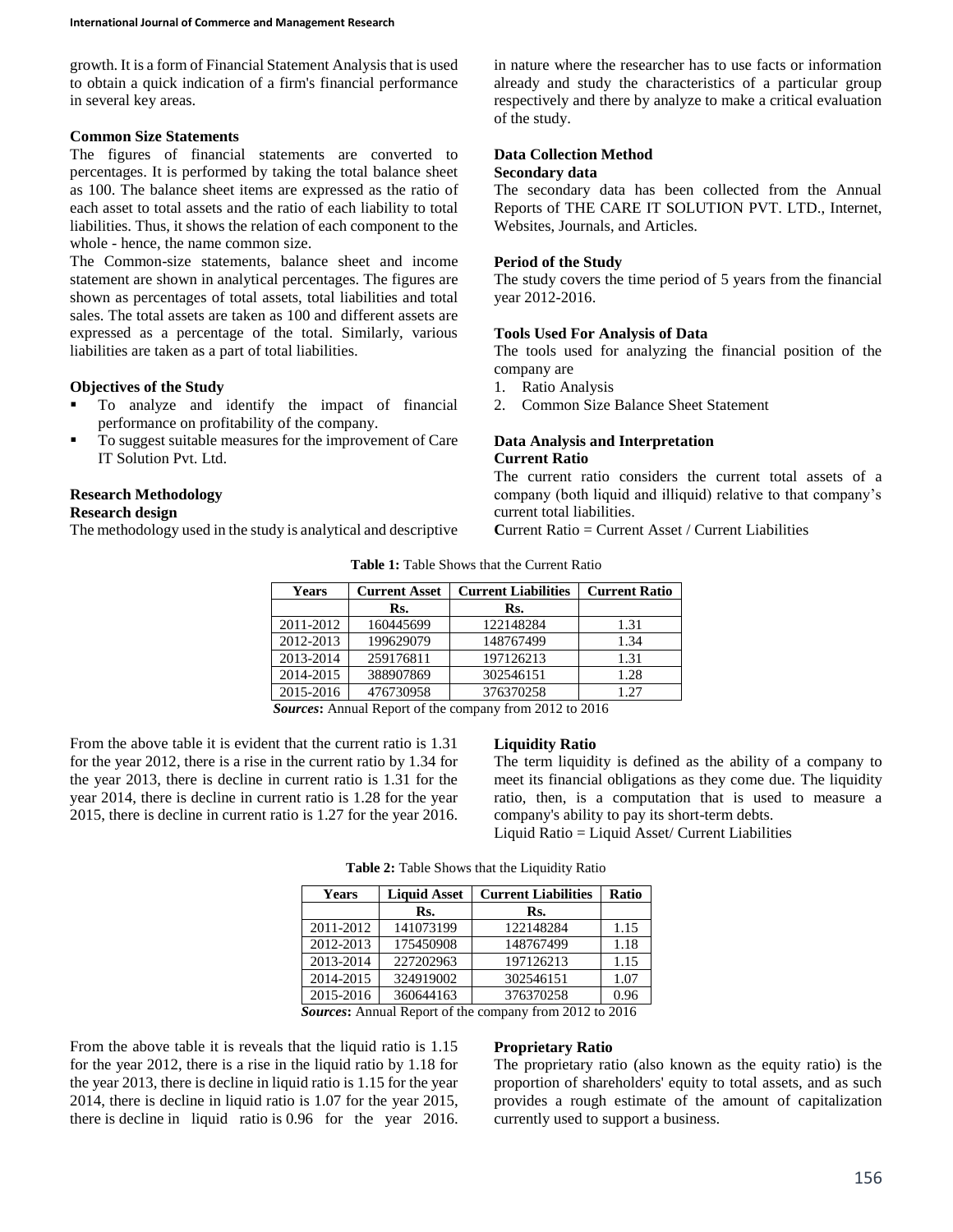growth. It is a form of Financial Statement Analysis that is used to obtain a quick indication of a firm's financial performance in several key areas.

### Common Size Statements

The figures of financial statements are converted to percentages. It is performed by taking the total balance sheet as 100. The balance sheet items are expressed as the ratio of each asset to total assets and the ratio of each liability to total liabilities. Thus, it shows the relation of each component to the whole - hence, the name common size.

The Common-size statements, balance sheet and income statement are shown in analytical percentages. The figures are shown as percentages of total assets, total liabilities and total sales. The total assets are taken as 100 and different assets are expressed as a percentage of the total. Similarly, various liabilities are taken as a part of total liabilities.

### Objectives of the Study

- To analyze and identify the impact of financial performance on profitability of the company.
- To suggest suitable measures for the improvement of Care IT Solution Pvt. Ltd.

### Research Methodology

**Research design**

The methodology used in the study is analytical and descriptive in nature where the researcher has to use facts or information already and study the characteristics of a particular group respectively and there by analyze to make a critical evaluation of the study.

### Data Collection Method

**Secondary data**

The secondary data has been collected from the Annual Reports of THE CARE IT SOLUTION PVT. LTD., Internet, Websites, Journals, and Articles.

### Period of the Study

The study covers the time period of 5 years from the financial year 2012-2016.

### Tools Used For Analysis of Data

The tools used for analyzing the financial position of the company are

1. Ratio Analysis
2. Common Size Balance Sheet Statement

### Data Analysis and Interpretation

**Current Ratio**

The current ratio considers the current total assets of a company (both liquid and illiquid) relative to that company's current total liabilities.

**C**urrent Ratio = Current Asset / Current Liabilities

**Table 1:** Table Shows that the Current Ratio

| Years | Current Asset | Current Liabilities | Current Ratio |
|---|---|---|---|
| | Rs. | Rs. | |
| 2011-2012 | 160445699 | 122148284 | 1.31 |
| 2012-2013 | 199629079 | 148767499 | 1.34 |
| 2013-2014 | 259176811 | 197126213 | 1.31 |
| 2014-2015 | 388907869 | 302546151 | 1.28 |
| 2015-2016 | 476730958 | 376370258 | 1.27 |

***Sources*:** Annual Report of the company from 2012 to 2016

From the above table it is evident that the current ratio is 1.31 for the year 2012, there is a rise in the current ratio by 1.34 for the year 2013, there is decline in current ratio is 1.31 for the year 2014, there is decline in current ratio is 1.28 for the year 2015, there is decline in current ratio is 1.27 for the year 2016.

**Liquidity Ratio**

The term liquidity is defined as the ability of a company to meet its financial obligations as they come due. The liquidity ratio, then, is a computation that is used to measure a company's ability to pay its short-term debts.

Liquid Ratio = Liquid Asset/ Current Liabilities

**Table 2:** Table Shows that the Liquidity Ratio

| Years | Liquid Asset | Current Liabilities | Ratio |
|---|---|---|---|
| | Rs. | Rs. | |
| 2011-2012 | 141073199 | 122148284 | 1.15 |
| 2012-2013 | 175450908 | 148767499 | 1.18 |
| 2013-2014 | 227202963 | 197126213 | 1.15 |
| 2014-2015 | 324919002 | 302546151 | 1.07 |
| 2015-2016 | 360644163 | 376370258 | 0.96 |

***Sources*:** Annual Report of the company from 2012 to 2016

From the above table it is reveals that the liquid ratio is 1.15 for the year 2012, there is a rise in the liquid ratio by 1.18 for the year 2013, there is decline in liquid ratio is 1.15 for the year 2014, there is decline in liquid ratio is 1.07 for the year 2015, there is decline in liquid ratio is 0.96 for the year 2016.

**Proprietary Ratio**

The proprietary ratio (also known as the equity ratio) is the proportion of shareholders' equity to total assets, and as such provides a rough estimate of the amount of capitalization currently used to support a business.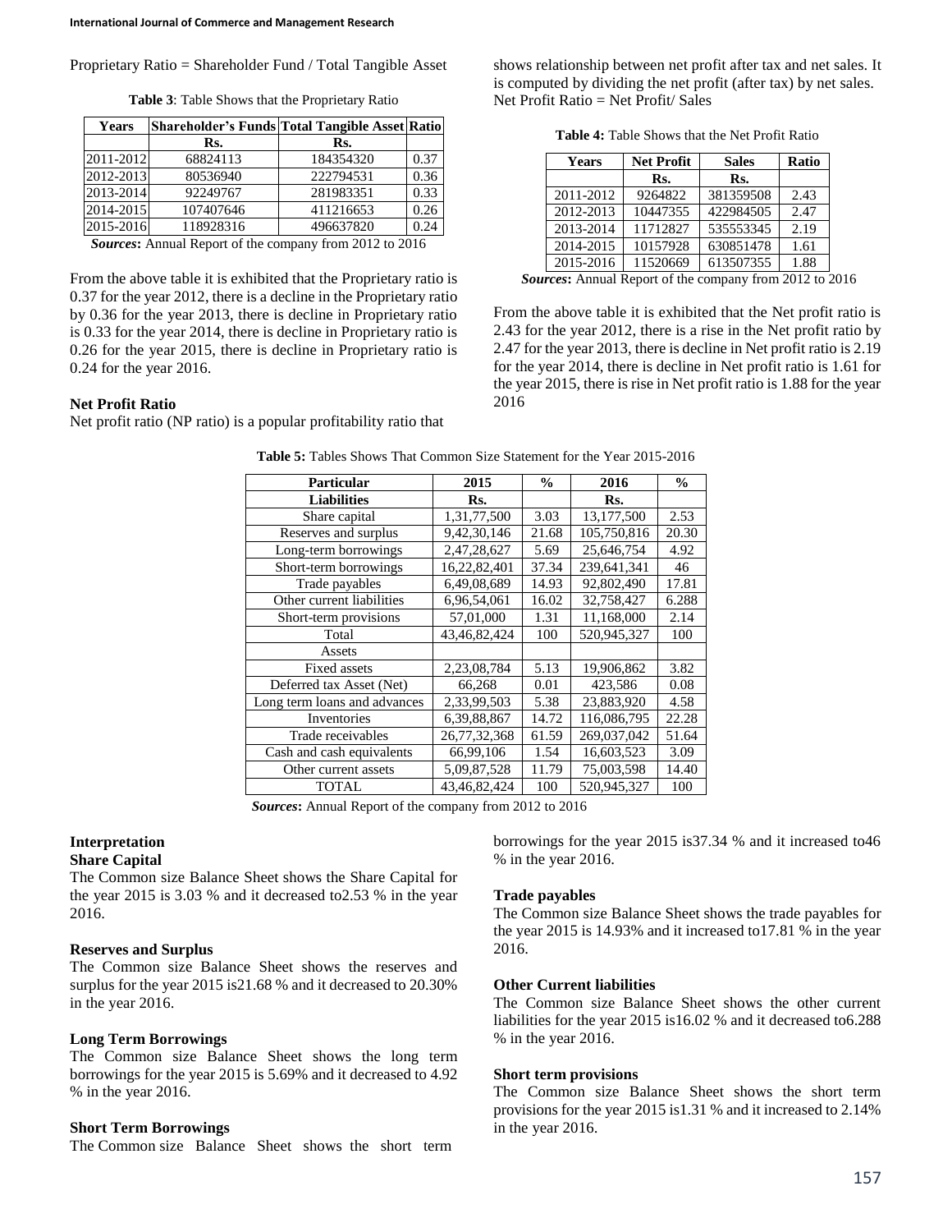Proprietary Ratio = Shareholder Fund / Total Tangible Asset

**Table 3**: Table Shows that the Proprietary Ratio

| Years | Shareholder's Funds | Total Tangible Asset | Ratio |
|---|---|---|---|
| | Rs. | Rs. | |
| 2011-2012 | 68824113 | 184354320 | 0.37 |
| 2012-2013 | 80536940 | 222794531 | 0.36 |
| 2013-2014 | 92249767 | 281983351 | 0.33 |
| 2014-2015 | 107407646 | 411216653 | 0.26 |
| 2015-2016 | 118928316 | 496637820 | 0.24 |

***Sources*:** Annual Report of the company from 2012 to 2016

From the above table it is exhibited that the Proprietary ratio is 0.37 for the year 2012, there is a decline in the Proprietary ratio by 0.36 for the year 2013, there is decline in Proprietary ratio is 0.33 for the year 2014, there is decline in Proprietary ratio is 0.26 for the year 2015, there is decline in Proprietary ratio is 0.24 for the year 2016.

### Net Profit Ratio

Net profit ratio (NP ratio) is a popular profitability ratio that shows relationship between net profit after tax and net sales. It is computed by dividing the net profit (after tax) by net sales.
Net Profit Ratio = Net Profit/ Sales

**Table 4:** Table Shows that the Net Profit Ratio

| Years | Net Profit | Sales | Ratio |
|---|---|---|---|
| | Rs. | Rs. | |
| 2011-2012 | 9264822 | 381359508 | 2.43 |
| 2012-2013 | 10447355 | 422984505 | 2.47 |
| 2013-2014 | 11712827 | 535553345 | 2.19 |
| 2014-2015 | 10157928 | 630851478 | 1.61 |
| 2015-2016 | 11520669 | 613507355 | 1.88 |

***Sources*:** Annual Report of the company from 2012 to 2016

From the above table it is exhibited that the Net profit ratio is 2.43 for the year 2012, there is a rise in the Net profit ratio by 2.47 for the year 2013, there is decline in Net profit ratio is 2.19 for the year 2014, there is decline in Net profit ratio is 1.61 for the year 2015, there is rise in Net profit ratio is 1.88 for the year 2016

**Table 5:** Tables Shows That Common Size Statement for the Year 2015-2016

| Particular | 2015 | % | 2016 | % |
|---|---|---|---|---|
| **Liabilities** | Rs. | | Rs. | |
| Share capital | 1,31,77,500 | 3.03 | 13,177,500 | 2.53 |
| Reserves and surplus | 9,42,30,146 | 21.68 | 105,750,816 | 20.30 |
| Long-term borrowings | 2,47,28,627 | 5.69 | 25,646,754 | 4.92 |
| Short-term borrowings | 16,22,82,401 | 37.34 | 239,641,341 | 46 |
| Trade payables | 6,49,08,689 | 14.93 | 92,802,490 | 17.81 |
| Other current liabilities | 6,96,54,061 | 16.02 | 32,758,427 | 6.288 |
| Short-term provisions | 57,01,000 | 1.31 | 11,168,000 | 2.14 |
| Total | 43,46,82,424 | 100 | 520,945,327 | 100 |
| Assets | | | | |
| Fixed assets | 2,23,08,784 | 5.13 | 19,906,862 | 3.82 |
| Deferred tax Asset (Net) | 66,268 | 0.01 | 423,586 | 0.08 |
| Long term loans and advances | 2,33,99,503 | 5.38 | 23,883,920 | 4.58 |
| Inventories | 6,39,88,867 | 14.72 | 116,086,795 | 22.28 |
| Trade receivables | 26,77,32,368 | 61.59 | 269,037,042 | 51.64 |
| Cash and cash equivalents | 66,99,106 | 1.54 | 16,603,523 | 3.09 |
| Other current assets | 5,09,87,528 | 11.79 | 75,003,598 | 14.40 |
| TOTAL | 43,46,82,424 | 100 | 520,945,327 | 100 |

***Sources*:** Annual Report of the company from 2012 to 2016

### Interpretation

#### Share Capital

The Common size Balance Sheet shows the Share Capital for the year 2015 is 3.03 % and it decreased to2.53 % in the year 2016.

#### Reserves and Surplus

The Common size Balance Sheet shows the reserves and surplus for the year 2015 is21.68 % and it decreased to 20.30% in the year 2016.

#### Long Term Borrowings

The Common size Balance Sheet shows the long term borrowings for the year 2015 is 5.69% and it decreased to 4.92 % in the year 2016.

#### Short Term Borrowings

The Common size Balance Sheet shows the short term borrowings for the year 2015 is37.34 % and it increased to46 % in the year 2016.

#### Trade payables

The Common size Balance Sheet shows the trade payables for the year 2015 is 14.93% and it increased to17.81 % in the year 2016.

#### Other Current liabilities

The Common size Balance Sheet shows the other current liabilities for the year 2015 is16.02 % and it decreased to6.288 % in the year 2016.

#### Short term provisions

The Common size Balance Sheet shows the short term provisions for the year 2015 is1.31 % and it increased to 2.14% in the year 2016.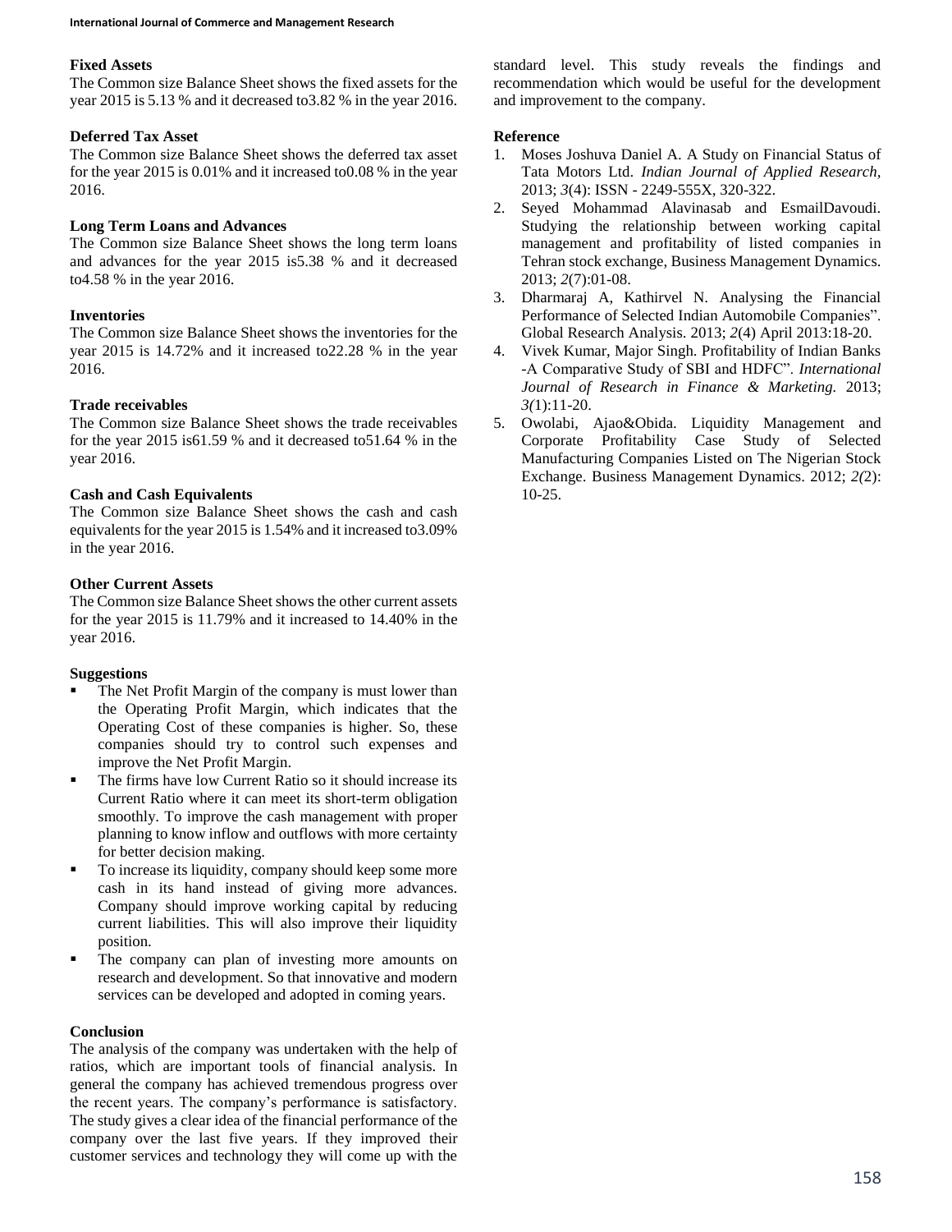### Fixed Assets

The Common size Balance Sheet shows the fixed assets for the year 2015 is 5.13 % and it decreased to3.82 % in the year 2016.

### Deferred Tax Asset

The Common size Balance Sheet shows the deferred tax asset for the year 2015 is 0.01% and it increased to0.08 % in the year 2016.

### Long Term Loans and Advances

The Common size Balance Sheet shows the long term loans and advances for the year 2015 is5.38 % and it decreased to4.58 % in the year 2016.

### Inventories

The Common size Balance Sheet shows the inventories for the year 2015 is 14.72% and it increased to22.28 % in the year 2016.

### Trade receivables

The Common size Balance Sheet shows the trade receivables for the year 2015 is61.59 % and it decreased to51.64 % in the year 2016.

### Cash and Cash Equivalents

The Common size Balance Sheet shows the cash and cash equivalents for the year 2015 is 1.54% and it increased to3.09% in the year 2016.

### Other Current Assets

The Common size Balance Sheet shows the other current assets for the year 2015 is 11.79% and it increased to 14.40% in the year 2016.

### Suggestions

- The Net Profit Margin of the company is must lower than the Operating Profit Margin, which indicates that the Operating Cost of these companies is higher. So, these companies should try to control such expenses and improve the Net Profit Margin.
- The firms have low Current Ratio so it should increase its Current Ratio where it can meet its short-term obligation smoothly. To improve the cash management with proper planning to know inflow and outflows with more certainty for better decision making.
- To increase its liquidity, company should keep some more cash in its hand instead of giving more advances. Company should improve working capital by reducing current liabilities. This will also improve their liquidity position.
- The company can plan of investing more amounts on research and development. So that innovative and modern services can be developed and adopted in coming years.

### Conclusion

The analysis of the company was undertaken with the help of ratios, which are important tools of financial analysis. In general the company has achieved tremendous progress over the recent years. The company's performance is satisfactory. The study gives a clear idea of the financial performance of the company over the last five years. If they improved their customer services and technology they will come up with the standard level. This study reveals the findings and recommendation which would be useful for the development and improvement to the company.

### Reference

1. Moses Joshuva Daniel A. A Study on Financial Status of Tata Motors Ltd. *Indian Journal of Applied Research,* 2013; *3*(4): ISSN - 2249-555X, 320-322.
2. Seyed Mohammad Alavinasab and EsmailDavoudi. Studying the relationship between working capital management and profitability of listed companies in Tehran stock exchange, Business Management Dynamics. 2013; *2*(7):01-08.
3. Dharmaraj A, Kathirvel N. Analysing the Financial Performance of Selected Indian Automobile Companies". Global Research Analysis. 2013; *2*(4) April 2013:18-20.
4. Vivek Kumar, Major Singh. Profitability of Indian Banks -A Comparative Study of SBI and HDFC". *International Journal of Research in Finance & Marketing.* 2013; *3(*1):11-20.
5. Owolabi, Ajao&Obida. Liquidity Management and Corporate Profitability Case Study of Selected Manufacturing Companies Listed on The Nigerian Stock Exchange. Business Management Dynamics. 2012; *2(*2): 10-25.